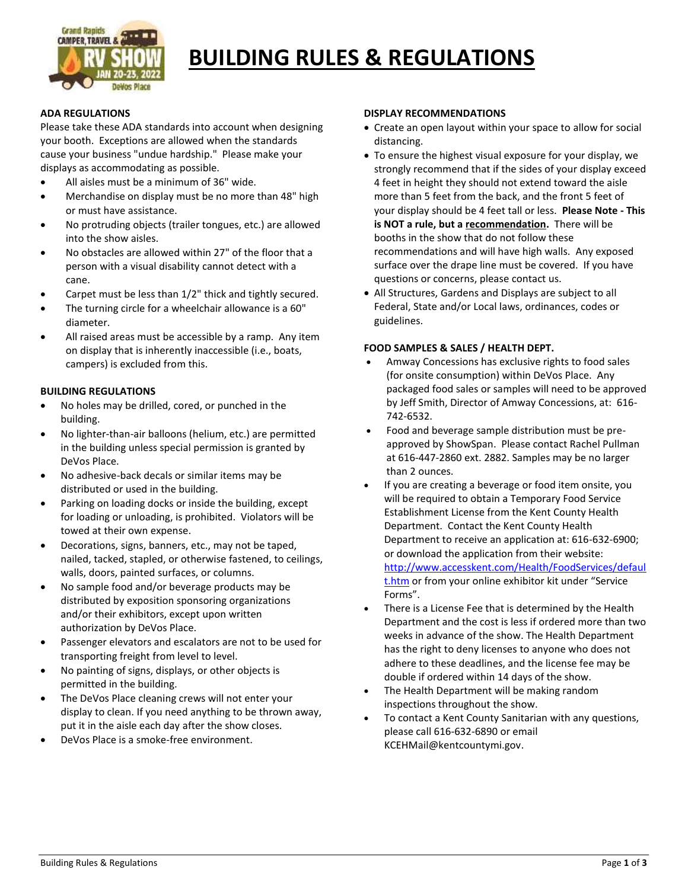# BUILDING RULES & REGULATIONS

### ADA REGULATIONS

Please take these ADA standards into account when designing your booth. Exceptions are allowed when the standards cause your business "undue hardship." Please make your displays as accommodating as possible.

- All aisles must be a minimum of 36" wide.
- Merchandise on display must be no more than 48" high or must have assistance.
- No protruding objects (trailer tongues, etc.) are allowed into the show aisles.
- No obstacles are allowed within 27" of the floor that a person with a visual disability cannot detect with a cane.
- Carpet must be less than 1/2" thick and tightly secured.
- The turning circle for a wheelchair allowance is a 60" diameter.
- All raised areas must be accessible by a ramp. Any item on display that is inherently inaccessible (i.e., boats, campers) is excluded from this.

### BUILDING REGULATIONS

- No holes may be drilled, cored, or punched in the building.
- No lighter-than-air balloons (helium, etc.) are permitted in the building unless special permission is granted by DeVos Place.
- No adhesive-back decals or similar items may be distributed or used in the building.
- Parking on loading docks or inside the building, except for loading or unloading, is prohibited. Violators will be towed at their own expense.
- Decorations, signs, banners, etc., may not be taped, nailed, tacked, stapled, or otherwise fastened, to ceilings, walls, doors, painted surfaces, or columns.
- No sample food and/or beverage products may be distributed by exposition sponsoring organizations and/or their exhibitors, except upon written authorization by DeVos Place.
- Passenger elevators and escalators are not to be used for transporting freight from level to level.
- No painting of signs, displays, or other objects is permitted in the building.
- The DeVos Place cleaning crews will not enter your display to clean. If you need anything to be thrown away, put it in the aisle each day after the show closes.
- DeVos Place is a smoke-free environment.

### DISPLAY RECOMMENDATIONS

- Create an open layout within your space to allow for social distancing.
- To ensure the highest visual exposure for your display, we strongly recommend that if the sides of your display exceed 4 feet in height they should not extend toward the aisle more than 5 feet from the back, and the front 5 feet of your display should be 4 feet tall or less. **Please Note - This is NOT a rule, but a recommendation.** There will be booths in the show that do not follow these recommendations and will have high walls. Any exposed surface over the drape line must be covered. If you have questions or concerns, please contact us.
- All Structures, Gardens and Displays are subject to all Federal, State and/or Local laws, ordinances, codes or guidelines.

### FOOD SAMPLES & SALES / HEALTH DEPT.

- Amway Concessions has exclusive rights to food sales (for onsite consumption) within DeVos Place. Any packaged food sales or samples will need to be approved by Jeff Smith, Director of Amway Concessions, at: 616-742-6532.
- Food and beverage sample distribution must be pre-approved by ShowSpan. Please contact Rachel Pullman at 616-447-2860 ext. 2882. Samples may be no larger than 2 ounces.
- If you are creating a beverage or food item onsite, you will be required to obtain a Temporary Food Service Establishment License from the Kent County Health Department. Contact the Kent County Health Department to receive an application at: 616-632-6900; or download the application from their website: http://www.accesskent.com/Health/FoodServices/default.htm or from your online exhibitor kit under "Service Forms".
- There is a License Fee that is determined by the Health Department and the cost is less if ordered more than two weeks in advance of the show. The Health Department has the right to deny licenses to anyone who does not adhere to these deadlines, and the license fee may be double if ordered within 14 days of the show.
- The Health Department will be making random inspections throughout the show.
- To contact a Kent County Sanitarian with any questions, please call 616-632-6890 or email KCEHMail@kentcountymi.gov.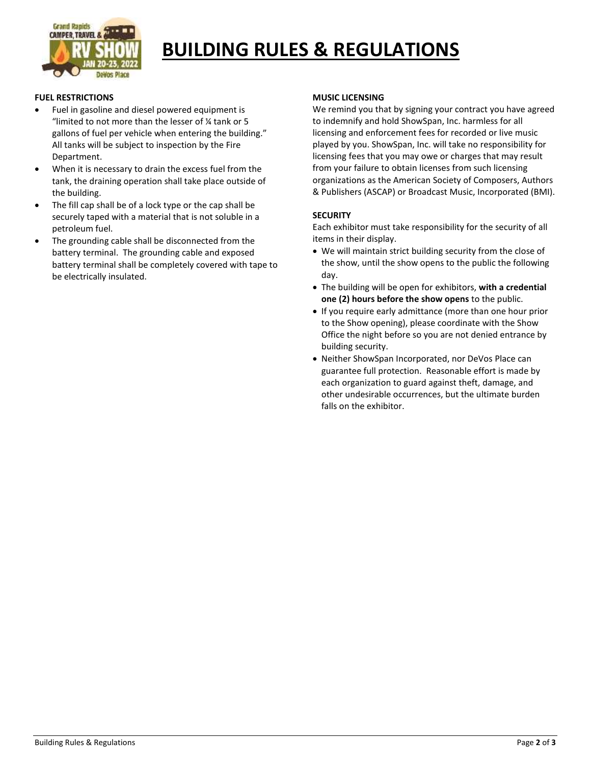# BUILDING RULES & REGULATIONS

## FUEL RESTRICTIONS

- Fuel in gasoline and diesel powered equipment is "limited to not more than the lesser of ¼ tank or 5 gallons of fuel per vehicle when entering the building." All tanks will be subject to inspection by the Fire Department.
- When it is necessary to drain the excess fuel from the tank, the draining operation shall take place outside of the building.
- The fill cap shall be of a lock type or the cap shall be securely taped with a material that is not soluble in a petroleum fuel.
- The grounding cable shall be disconnected from the battery terminal. The grounding cable and exposed battery terminal shall be completely covered with tape to be electrically insulated.

## MUSIC LICENSING

We remind you that by signing your contract you have agreed to indemnify and hold ShowSpan, Inc. harmless for all licensing and enforcement fees for recorded or live music played by you. ShowSpan, Inc. will take no responsibility for licensing fees that you may owe or charges that may result from your failure to obtain licenses from such licensing organizations as the American Society of Composers, Authors & Publishers (ASCAP) or Broadcast Music, Incorporated (BMI).

## SECURITY

Each exhibitor must take responsibility for the security of all items in their display.

- We will maintain strict building security from the close of the show, until the show opens to the public the following day.
- The building will be open for exhibitors, **with a credential one (2) hours before the show opens** to the public.
- If you require early admittance (more than one hour prior to the Show opening), please coordinate with the Show Office the night before so you are not denied entrance by building security.
- Neither ShowSpan Incorporated, nor DeVos Place can guarantee full protection. Reasonable effort is made by each organization to guard against theft, damage, and other undesirable occurrences, but the ultimate burden falls on the exhibitor.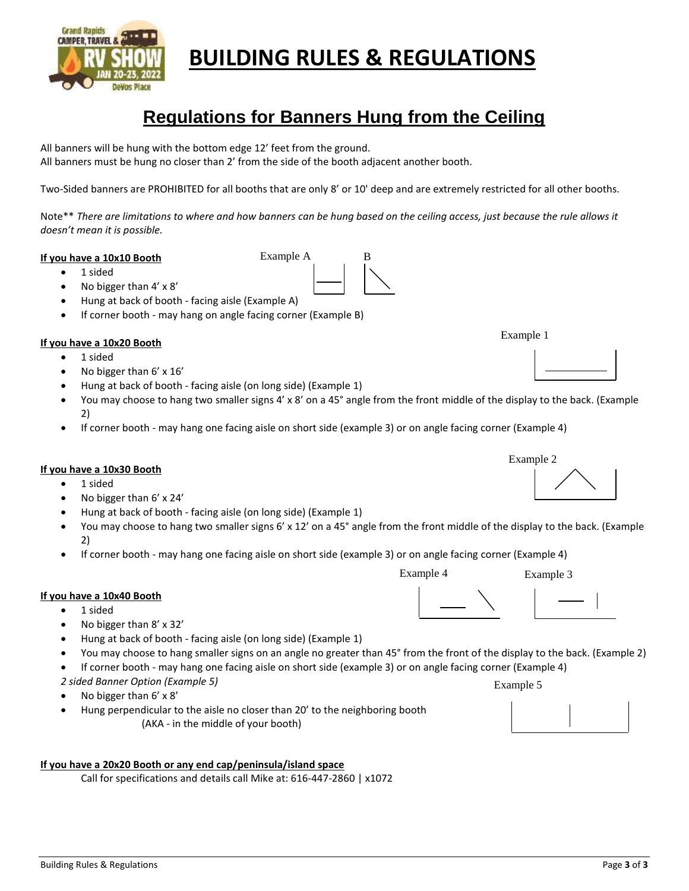# BUILDING RULES & REGULATIONS

## Regulations for Banners Hung from the Ceiling

All banners will be hung with the bottom edge 12' feet from the ground.
All banners must be hung no closer than 2' from the side of the booth adjacent another booth.

Two-Sided banners are PROHIBITED for all booths that are only 8' or 10' deep and are extremely restricted for all other booths.

Note** *There are limitations to where and how banners can be hung based on the ceiling access, just because the rule allows it doesn't mean it is possible.*

**If you have a 10x10 Booth**

- 1 sided
- No bigger than 4' x 8'
- Hung at back of booth - facing aisle (Example A)
- If corner booth - may hang on angle facing corner (Example B)

Example A B

**If you have a 10x20 Booth**

- 1 sided
- No bigger than 6' x 16'
- Hung at back of booth - facing aisle (on long side) (Example 1)
- You may choose to hang two smaller signs 4' x 8' on a 45° angle from the front middle of the display to the back. (Example 2)
- If corner booth - may hang one facing aisle on short side (example 3) or on angle facing corner (Example 4)

Example 1

Example 2

**If you have a 10x30 Booth**

- 1 sided
- No bigger than 6' x 24'
- Hung at back of booth - facing aisle (on long side) (Example 1)
- You may choose to hang two smaller signs 6' x 12' on a 45° angle from the front middle of the display to the back. (Example 2)
- If corner booth - may hang one facing aisle on short side (example 3) or on angle facing corner (Example 4)

Example 4

Example 3

**If you have a 10x40 Booth**

- 1 sided
- No bigger than 8' x 32'
- Hung at back of booth - facing aisle (on long side) (Example 1)
- You may choose to hang smaller signs on an angle no greater than 45° from the front of the display to the back. (Example 2)
- If corner booth - may hang one facing aisle on short side (example 3) or on angle facing corner (Example 4)

*2 sided Banner Option (Example 5)*

- No bigger than 6' x 8'
- Hung perpendicular to the aisle no closer than 20' to the neighboring booth (AKA - in the middle of your booth)

Example 5

**If you have a 20x20 Booth or any end cap/peninsula/island space**

Call for specifications and details call Mike at: 616-447-2860 | x1072